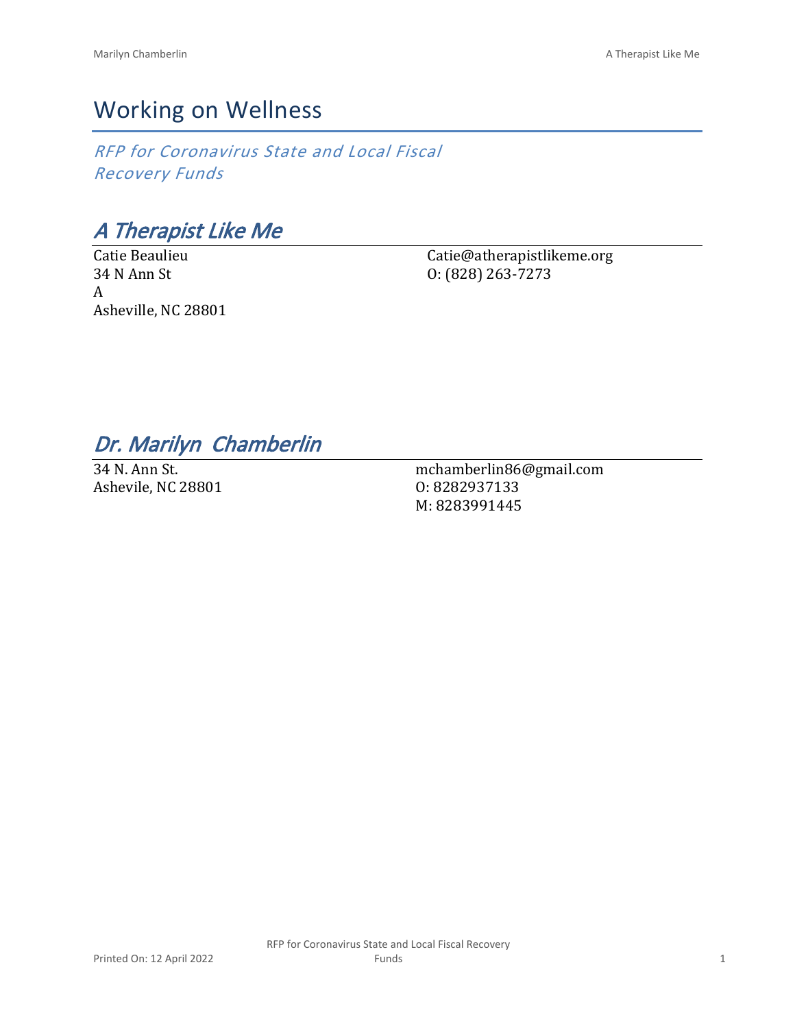# Working on Wellness

*RFP for Coronavirus State and Local Fiscal Recovery Funds*

## *A Therapist Like Me*

Catie Beaulieu
34 N Ann St
A
Asheville, NC 28801

Catie@atherapistlikeme.org
O: (828) 263-7273

## *Dr. Marilyn Chamberlin*

34 N. Ann St.
Ashevile, NC 28801

mchamberlin86@gmail.com
O: 8282937133
M: 8283991445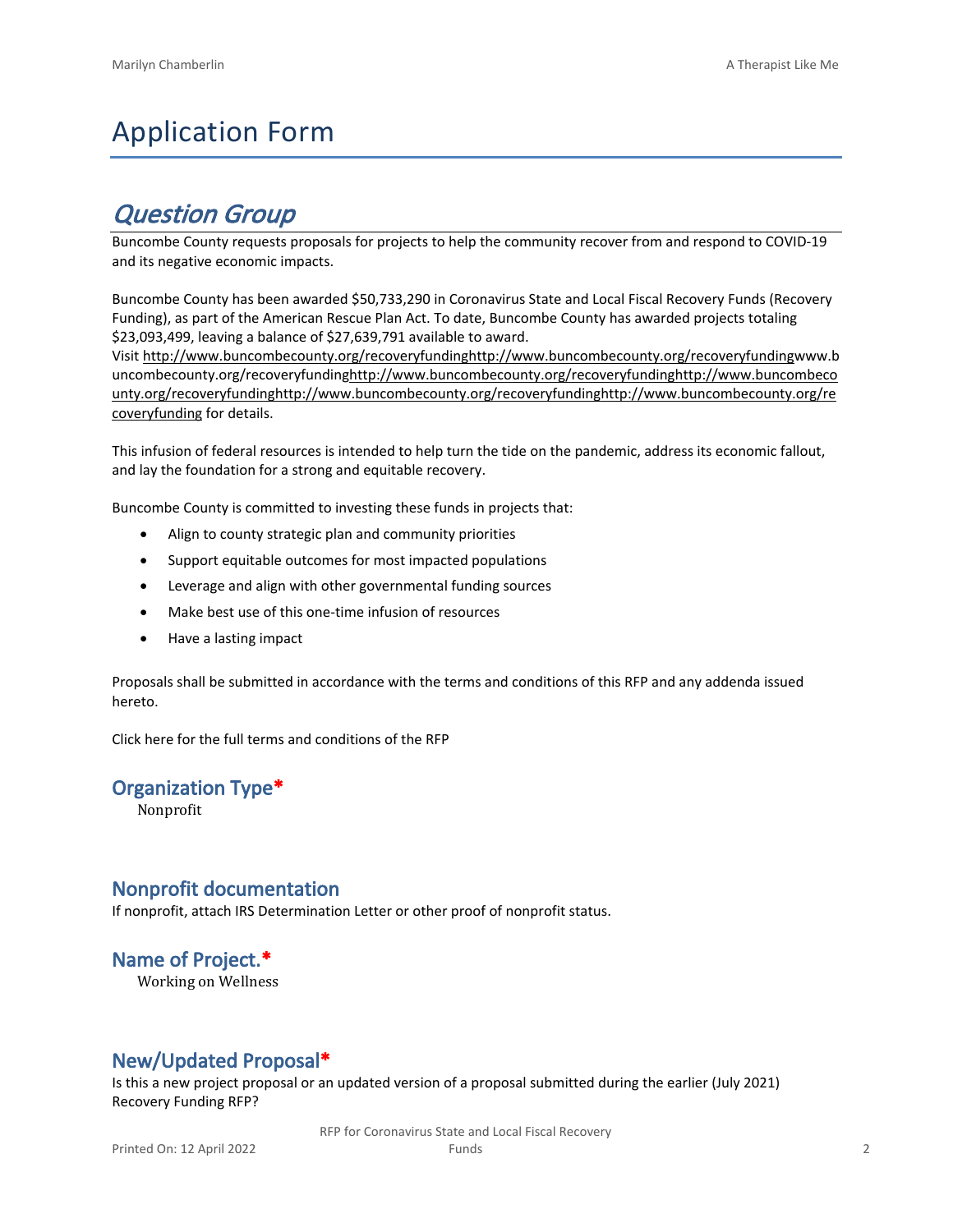# Application Form

## *Question Group*

Buncombe County requests proposals for projects to help the community recover from and respond to COVID-19 and its negative economic impacts.

Buncombe County has been awarded $50,733,290 in Coronavirus State and Local Fiscal Recovery Funds (Recovery Funding), as part of the American Rescue Plan Act. To date, Buncombe County has awarded projects totaling $23,093,499, leaving a balance of $27,639,791 available to award.
Visit http://www.buncombecounty.org/recoveryfundinghttp://www.buncombecounty.org/recoveryfundingwww.buncombecounty.org/recoveryfundinghttp://www.buncombecounty.org/recoveryfundinghttp://www.buncombecounty.org/recoveryfundinghttp://www.buncombecounty.org/recoveryfundinghttp://www.buncombecounty.org/recoveryfunding for details.

This infusion of federal resources is intended to help turn the tide on the pandemic, address its economic fallout, and lay the foundation for a strong and equitable recovery.

Buncombe County is committed to investing these funds in projects that:

- Align to county strategic plan and community priorities
- Support equitable outcomes for most impacted populations
- Leverage and align with other governmental funding sources
- Make best use of this one-time infusion of resources
- Have a lasting impact

Proposals shall be submitted in accordance with the terms and conditions of this RFP and any addenda issued hereto.

Click here for the full terms and conditions of the RFP

### Organization Type*

Nonprofit

### Nonprofit documentation

If nonprofit, attach IRS Determination Letter or other proof of nonprofit status.

### Name of Project.*

Working on Wellness

### New/Updated Proposal*

Is this a new project proposal or an updated version of a proposal submitted during the earlier (July 2021) Recovery Funding RFP?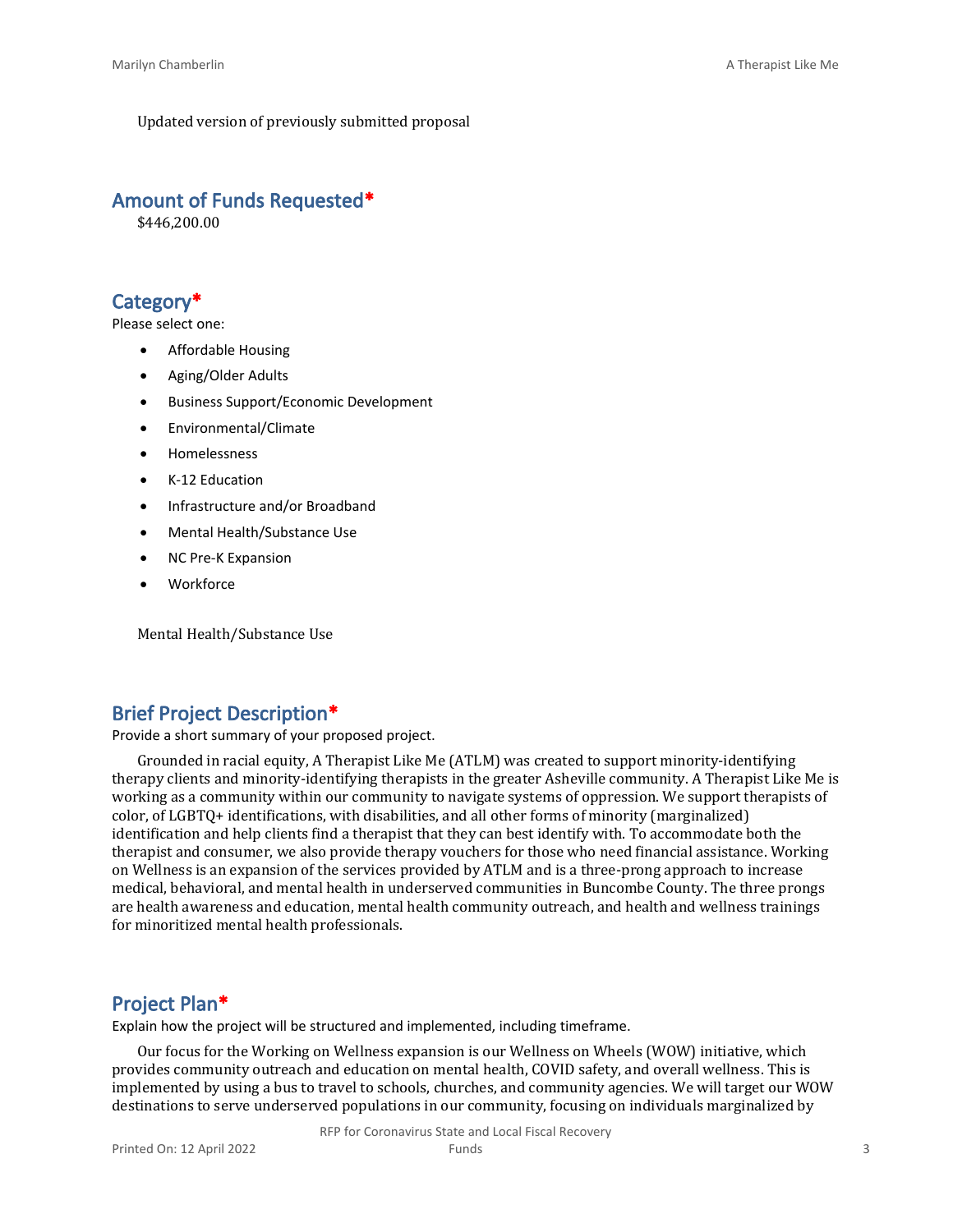Updated version of previously submitted proposal

## Amount of Funds Requested*

$446,200.00

## Category*

Please select one:

- Affordable Housing
- Aging/Older Adults
- Business Support/Economic Development
- Environmental/Climate
- Homelessness
- K-12 Education
- Infrastructure and/or Broadband
- Mental Health/Substance Use
- NC Pre-K Expansion
- Workforce

Mental Health/Substance Use

## Brief Project Description*

Provide a short summary of your proposed project.

Grounded in racial equity, A Therapist Like Me (ATLM) was created to support minority-identifying therapy clients and minority-identifying therapists in the greater Asheville community. A Therapist Like Me is working as a community within our community to navigate systems of oppression. We support therapists of color, of LGBTQ+ identifications, with disabilities, and all other forms of minority (marginalized) identification and help clients find a therapist that they can best identify with. To accommodate both the therapist and consumer, we also provide therapy vouchers for those who need financial assistance. Working on Wellness is an expansion of the services provided by ATLM and is a three-prong approach to increase medical, behavioral, and mental health in underserved communities in Buncombe County. The three prongs are health awareness and education, mental health community outreach, and health and wellness trainings for minoritized mental health professionals.

## Project Plan*

Explain how the project will be structured and implemented, including timeframe.

Our focus for the Working on Wellness expansion is our Wellness on Wheels (WOW) initiative, which provides community outreach and education on mental health, COVID safety, and overall wellness. This is implemented by using a bus to travel to schools, churches, and community agencies. We will target our WOW destinations to serve underserved populations in our community, focusing on individuals marginalized by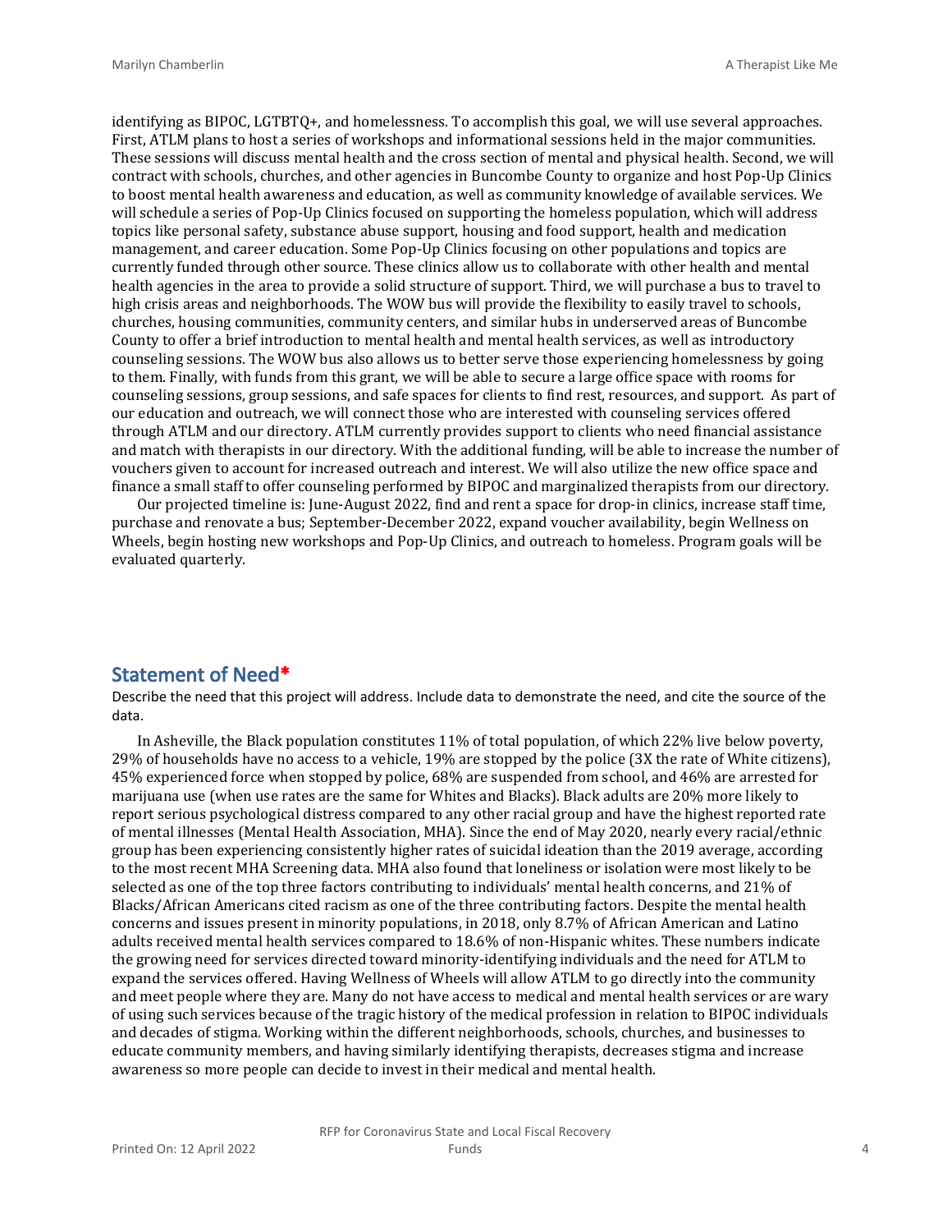identifying as BIPOC, LGTBTQ+, and homelessness. To accomplish this goal, we will use several approaches. First, ATLM plans to host a series of workshops and informational sessions held in the major communities. These sessions will discuss mental health and the cross section of mental and physical health. Second, we will contract with schools, churches, and other agencies in Buncombe County to organize and host Pop-Up Clinics to boost mental health awareness and education, as well as community knowledge of available services. We will schedule a series of Pop-Up Clinics focused on supporting the homeless population, which will address topics like personal safety, substance abuse support, housing and food support, health and medication management, and career education. Some Pop-Up Clinics focusing on other populations and topics are currently funded through other source. These clinics allow us to collaborate with other health and mental health agencies in the area to provide a solid structure of support. Third, we will purchase a bus to travel to high crisis areas and neighborhoods. The WOW bus will provide the flexibility to easily travel to schools, churches, housing communities, community centers, and similar hubs in underserved areas of Buncombe County to offer a brief introduction to mental health and mental health services, as well as introductory counseling sessions. The WOW bus also allows us to better serve those experiencing homelessness by going to them. Finally, with funds from this grant, we will be able to secure a large office space with rooms for counseling sessions, group sessions, and safe spaces for clients to find rest, resources, and support. As part of our education and outreach, we will connect those who are interested with counseling services offered through ATLM and our directory. ATLM currently provides support to clients who need financial assistance and match with therapists in our directory. With the additional funding, will be able to increase the number of vouchers given to account for increased outreach and interest. We will also utilize the new office space and finance a small staff to offer counseling performed by BIPOC and marginalized therapists from our directory.

Our projected timeline is: June-August 2022, find and rent a space for drop-in clinics, increase staff time, purchase and renovate a bus; September-December 2022, expand voucher availability, begin Wellness on Wheels, begin hosting new workshops and Pop-Up Clinics, and outreach to homeless. Program goals will be evaluated quarterly.

## Statement of Need*

Describe the need that this project will address. Include data to demonstrate the need, and cite the source of the data.

In Asheville, the Black population constitutes 11% of total population, of which 22% live below poverty, 29% of households have no access to a vehicle, 19% are stopped by the police (3X the rate of White citizens), 45% experienced force when stopped by police, 68% are suspended from school, and 46% are arrested for marijuana use (when use rates are the same for Whites and Blacks). Black adults are 20% more likely to report serious psychological distress compared to any other racial group and have the highest reported rate of mental illnesses (Mental Health Association, MHA). Since the end of May 2020, nearly every racial/ethnic group has been experiencing consistently higher rates of suicidal ideation than the 2019 average, according to the most recent MHA Screening data. MHA also found that loneliness or isolation were most likely to be selected as one of the top three factors contributing to individuals' mental health concerns, and 21% of Blacks/African Americans cited racism as one of the three contributing factors. Despite the mental health concerns and issues present in minority populations, in 2018, only 8.7% of African American and Latino adults received mental health services compared to 18.6% of non-Hispanic whites. These numbers indicate the growing need for services directed toward minority-identifying individuals and the need for ATLM to expand the services offered. Having Wellness of Wheels will allow ATLM to go directly into the community and meet people where they are. Many do not have access to medical and mental health services or are wary of using such services because of the tragic history of the medical profession in relation to BIPOC individuals and decades of stigma. Working within the different neighborhoods, schools, churches, and businesses to educate community members, and having similarly identifying therapists, decreases stigma and increase awareness so more people can decide to invest in their medical and mental health.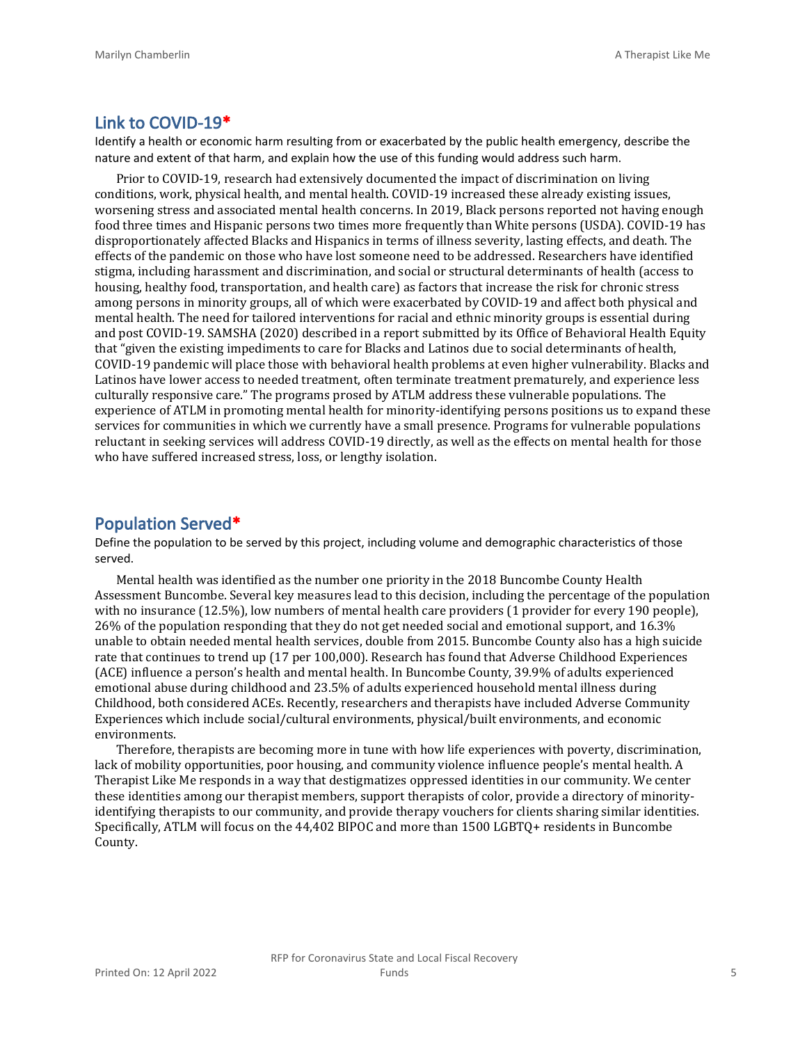## Link to COVID-19*

Identify a health or economic harm resulting from or exacerbated by the public health emergency, describe the nature and extent of that harm, and explain how the use of this funding would address such harm.

Prior to COVID-19, research had extensively documented the impact of discrimination on living conditions, work, physical health, and mental health. COVID-19 increased these already existing issues, worsening stress and associated mental health concerns. In 2019, Black persons reported not having enough food three times and Hispanic persons two times more frequently than White persons (USDA). COVID-19 has disproportionately affected Blacks and Hispanics in terms of illness severity, lasting effects, and death. The effects of the pandemic on those who have lost someone need to be addressed. Researchers have identified stigma, including harassment and discrimination, and social or structural determinants of health (access to housing, healthy food, transportation, and health care) as factors that increase the risk for chronic stress among persons in minority groups, all of which were exacerbated by COVID-19 and affect both physical and mental health. The need for tailored interventions for racial and ethnic minority groups is essential during and post COVID-19. SAMSHA (2020) described in a report submitted by its Office of Behavioral Health Equity that "given the existing impediments to care for Blacks and Latinos due to social determinants of health, COVID-19 pandemic will place those with behavioral health problems at even higher vulnerability. Blacks and Latinos have lower access to needed treatment, often terminate treatment prematurely, and experience less culturally responsive care." The programs prosed by ATLM address these vulnerable populations. The experience of ATLM in promoting mental health for minority-identifying persons positions us to expand these services for communities in which we currently have a small presence. Programs for vulnerable populations reluctant in seeking services will address COVID-19 directly, as well as the effects on mental health for those who have suffered increased stress, loss, or lengthy isolation.

## Population Served*

Define the population to be served by this project, including volume and demographic characteristics of those served.

Mental health was identified as the number one priority in the 2018 Buncombe County Health Assessment Buncombe. Several key measures lead to this decision, including the percentage of the population with no insurance (12.5%), low numbers of mental health care providers (1 provider for every 190 people), 26% of the population responding that they do not get needed social and emotional support, and 16.3% unable to obtain needed mental health services, double from 2015. Buncombe County also has a high suicide rate that continues to trend up (17 per 100,000). Research has found that Adverse Childhood Experiences (ACE) influence a person's health and mental health. In Buncombe County, 39.9% of adults experienced emotional abuse during childhood and 23.5% of adults experienced household mental illness during Childhood, both considered ACEs. Recently, researchers and therapists have included Adverse Community Experiences which include social/cultural environments, physical/built environments, and economic environments.

Therefore, therapists are becoming more in tune with how life experiences with poverty, discrimination, lack of mobility opportunities, poor housing, and community violence influence people's mental health. A Therapist Like Me responds in a way that destigmatizes oppressed identities in our community. We center these identities among our therapist members, support therapists of color, provide a directory of minority-identifying therapists to our community, and provide therapy vouchers for clients sharing similar identities. Specifically, ATLM will focus on the 44,402 BIPOC and more than 1500 LGBTQ+ residents in Buncombe County.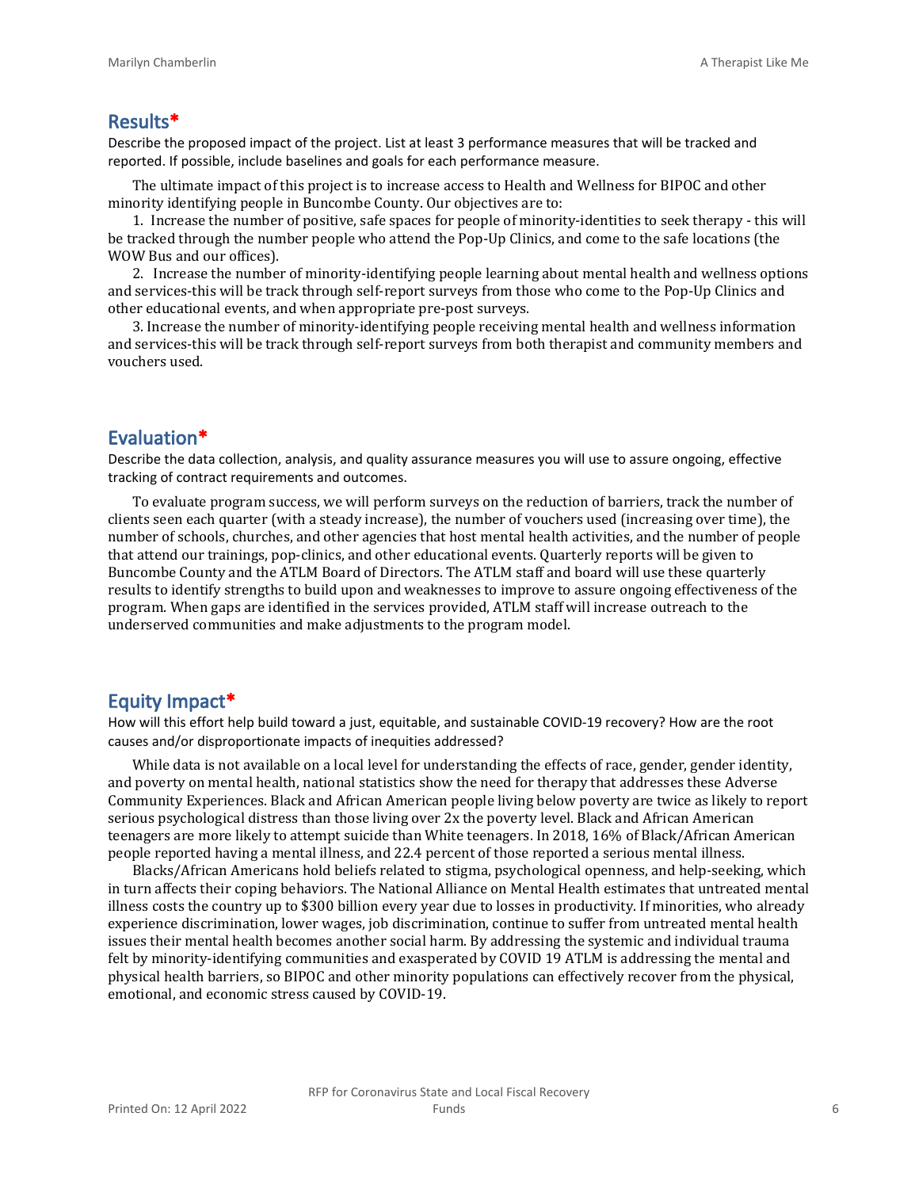## Results*

Describe the proposed impact of the project. List at least 3 performance measures that will be tracked and reported. If possible, include baselines and goals for each performance measure.

The ultimate impact of this project is to increase access to Health and Wellness for BIPOC and other minority identifying people in Buncombe County. Our objectives are to:

1. Increase the number of positive, safe spaces for people of minority-identities to seek therapy - this will be tracked through the number people who attend the Pop-Up Clinics, and come to the safe locations (the WOW Bus and our offices).
2. Increase the number of minority-identifying people learning about mental health and wellness options and services-this will be track through self-report surveys from those who come to the Pop-Up Clinics and other educational events, and when appropriate pre-post surveys.
3. Increase the number of minority-identifying people receiving mental health and wellness information and services-this will be track through self-report surveys from both therapist and community members and vouchers used.

## Evaluation*

Describe the data collection, analysis, and quality assurance measures you will use to assure ongoing, effective tracking of contract requirements and outcomes.

To evaluate program success, we will perform surveys on the reduction of barriers, track the number of clients seen each quarter (with a steady increase), the number of vouchers used (increasing over time), the number of schools, churches, and other agencies that host mental health activities, and the number of people that attend our trainings, pop-clinics, and other educational events. Quarterly reports will be given to Buncombe County and the ATLM Board of Directors. The ATLM staff and board will use these quarterly results to identify strengths to build upon and weaknesses to improve to assure ongoing effectiveness of the program. When gaps are identified in the services provided, ATLM staff will increase outreach to the underserved communities and make adjustments to the program model.

## Equity Impact*

How will this effort help build toward a just, equitable, and sustainable COVID-19 recovery? How are the root causes and/or disproportionate impacts of inequities addressed?

While data is not available on a local level for understanding the effects of race, gender, gender identity, and poverty on mental health, national statistics show the need for therapy that addresses these Adverse Community Experiences. Black and African American people living below poverty are twice as likely to report serious psychological distress than those living over 2x the poverty level. Black and African American teenagers are more likely to attempt suicide than White teenagers. In 2018, 16% of Black/African American people reported having a mental illness, and 22.4 percent of those reported a serious mental illness.

Blacks/African Americans hold beliefs related to stigma, psychological openness, and help-seeking, which in turn affects their coping behaviors. The National Alliance on Mental Health estimates that untreated mental illness costs the country up to $300 billion every year due to losses in productivity. If minorities, who already experience discrimination, lower wages, job discrimination, continue to suffer from untreated mental health issues their mental health becomes another social harm. By addressing the systemic and individual trauma felt by minority-identifying communities and exasperated by COVID 19 ATLM is addressing the mental and physical health barriers, so BIPOC and other minority populations can effectively recover from the physical, emotional, and economic stress caused by COVID-19.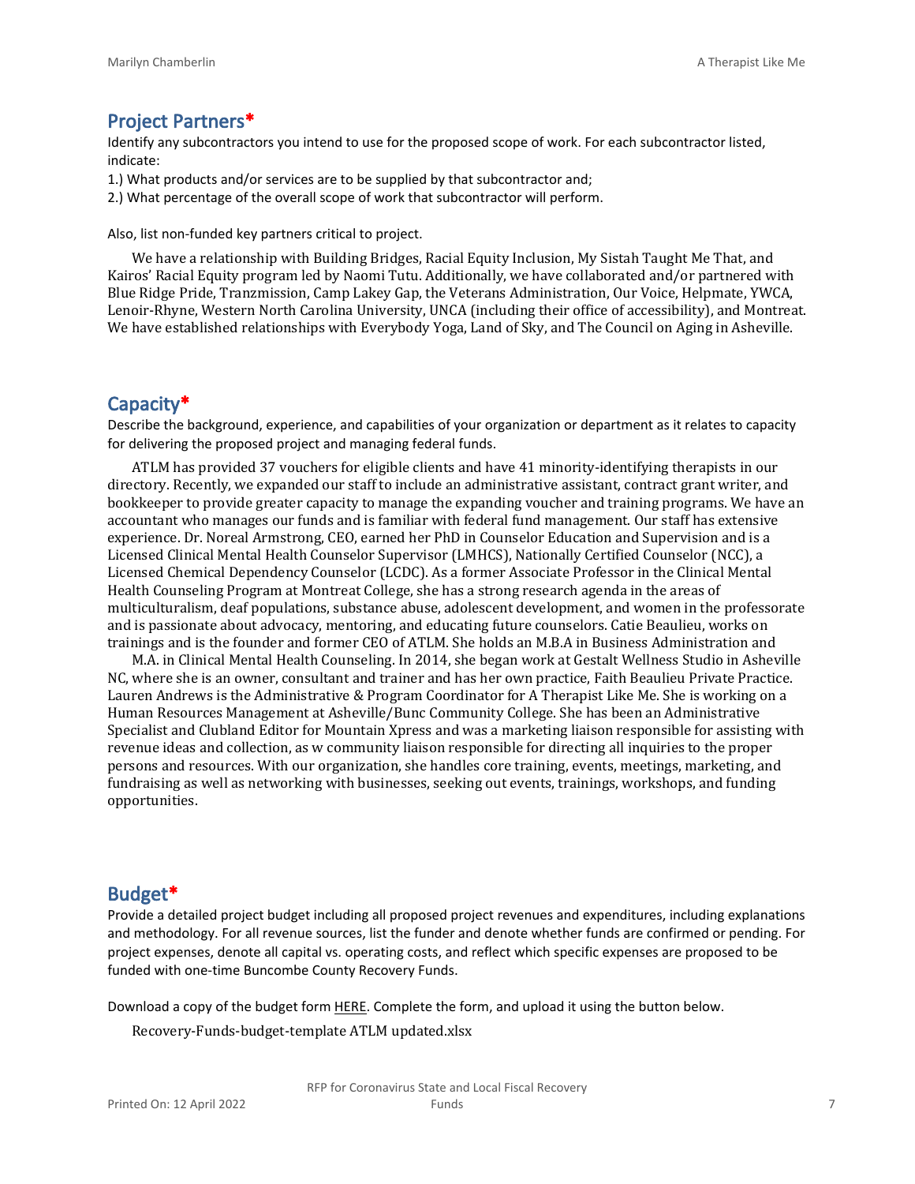## Project Partners*

Identify any subcontractors you intend to use for the proposed scope of work. For each subcontractor listed, indicate:

1.) What products and/or services are to be supplied by that subcontractor and;

2.) What percentage of the overall scope of work that subcontractor will perform.

Also, list non-funded key partners critical to project.

We have a relationship with Building Bridges, Racial Equity Inclusion, My Sistah Taught Me That, and Kairos' Racial Equity program led by Naomi Tutu. Additionally, we have collaborated and/or partnered with Blue Ridge Pride, Tranzmission, Camp Lakey Gap, the Veterans Administration, Our Voice, Helpmate, YWCA, Lenoir-Rhyne, Western North Carolina University, UNCA (including their office of accessibility), and Montreat. We have established relationships with Everybody Yoga, Land of Sky, and The Council on Aging in Asheville.

## Capacity*

Describe the background, experience, and capabilities of your organization or department as it relates to capacity for delivering the proposed project and managing federal funds.

ATLM has provided 37 vouchers for eligible clients and have 41 minority-identifying therapists in our directory. Recently, we expanded our staff to include an administrative assistant, contract grant writer, and bookkeeper to provide greater capacity to manage the expanding voucher and training programs. We have an accountant who manages our funds and is familiar with federal fund management. Our staff has extensive experience. Dr. Noreal Armstrong, CEO, earned her PhD in Counselor Education and Supervision and is a Licensed Clinical Mental Health Counselor Supervisor (LMHCS), Nationally Certified Counselor (NCC), a Licensed Chemical Dependency Counselor (LCDC). As a former Associate Professor in the Clinical Mental Health Counseling Program at Montreat College, she has a strong research agenda in the areas of multiculturalism, deaf populations, substance abuse, adolescent development, and women in the professorate and is passionate about advocacy, mentoring, and educating future counselors. Catie Beaulieu, works on trainings and is the founder and former CEO of ATLM. She holds an M.B.A in Business Administration and

M.A. in Clinical Mental Health Counseling. In 2014, she began work at Gestalt Wellness Studio in Asheville NC, where she is an owner, consultant and trainer and has her own practice, Faith Beaulieu Private Practice. Lauren Andrews is the Administrative & Program Coordinator for A Therapist Like Me. She is working on a Human Resources Management at Asheville/Bunc Community College. She has been an Administrative Specialist and Clubland Editor for Mountain Xpress and was a marketing liaison responsible for assisting with revenue ideas and collection, as w community liaison responsible for directing all inquiries to the proper persons and resources. With our organization, she handles core training, events, meetings, marketing, and fundraising as well as networking with businesses, seeking out events, trainings, workshops, and funding opportunities.

## Budget*

Provide a detailed project budget including all proposed project revenues and expenditures, including explanations and methodology. For all revenue sources, list the funder and denote whether funds are confirmed or pending. For project expenses, denote all capital vs. operating costs, and reflect which specific expenses are proposed to be funded with one-time Buncombe County Recovery Funds.

Download a copy of the budget form HERE. Complete the form, and upload it using the button below.

Recovery-Funds-budget-template ATLM updated.xlsx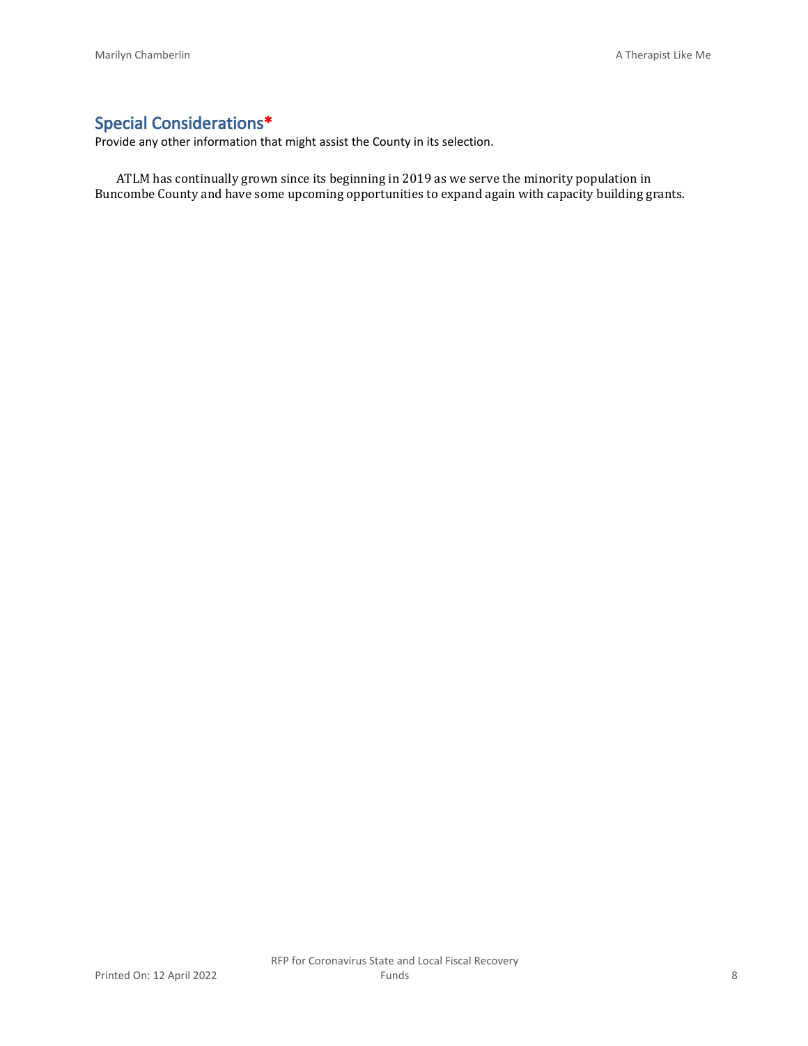## Special Considerations*

Provide any other information that might assist the County in its selection.

ATLM has continually grown since its beginning in 2019 as we serve the minority population in Buncombe County and have some upcoming opportunities to expand again with capacity building grants.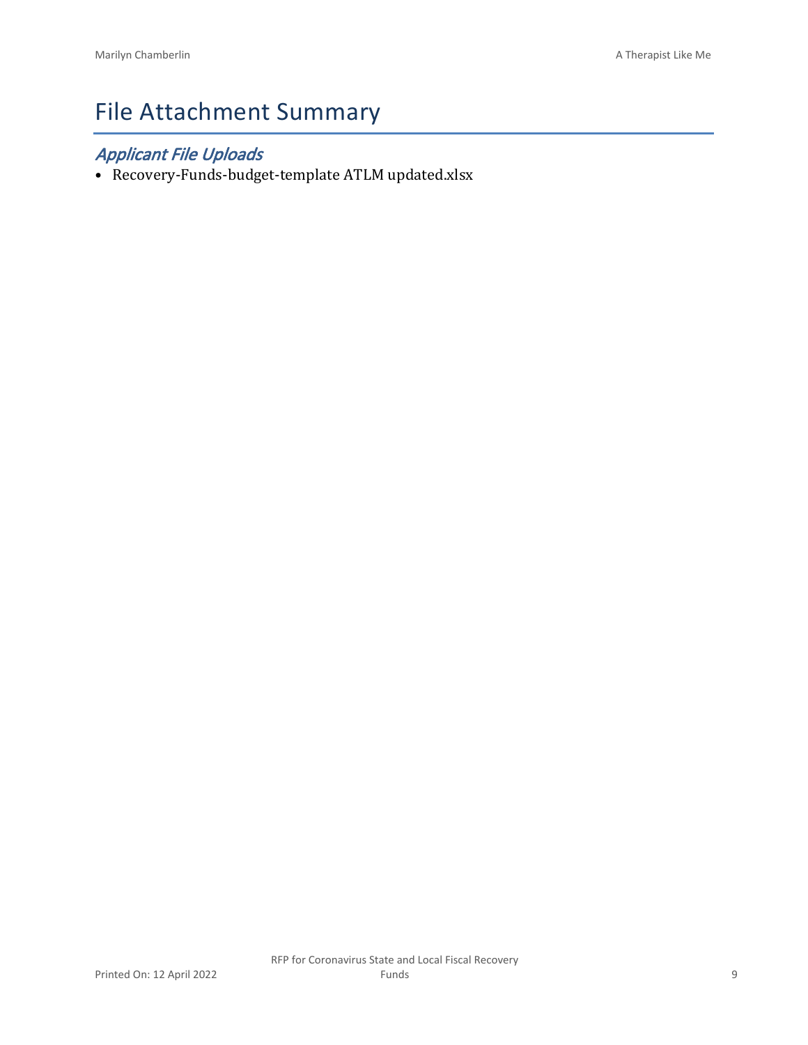# File Attachment Summary

## *Applicant File Uploads*

- Recovery-Funds-budget-template ATLM updated.xlsx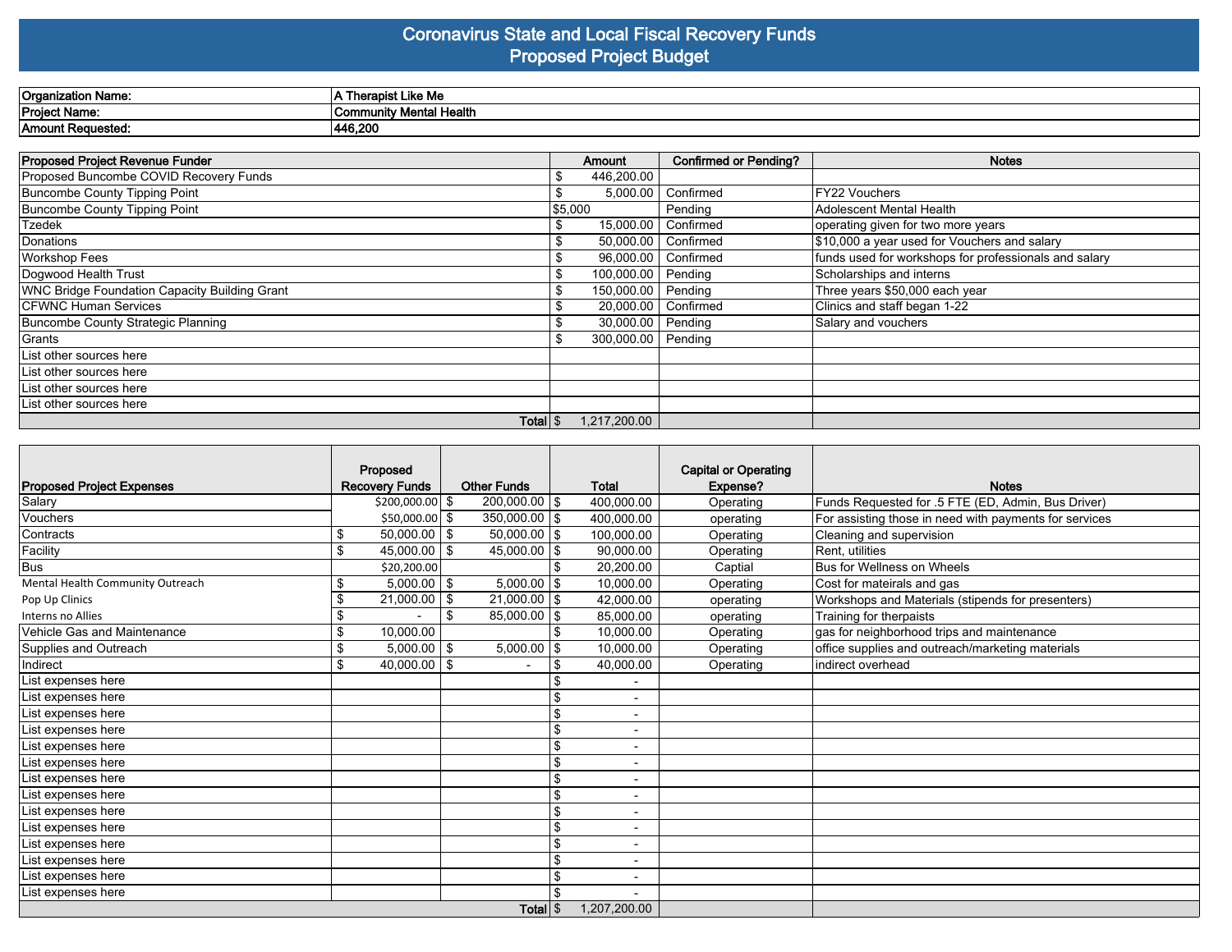# Coronavirus State and Local Fiscal Recovery Funds
## Proposed Project Budget

| | |
|---|---|
| **Organization Name:** | **A Therapist Like Me** |
| **Project Name:** | **Community Mental Health** |
| **Amount Requested:** | **446,200** |

| Proposed Project Revenue Funder | Amount | Confirmed or Pending? | Notes |
|---|---|---|---|
| Proposed Buncombe COVID Recovery Funds | $ 446,200.00 | | |
| Buncombe County Tipping Point | $ 5,000.00 | Confirmed | FY22 Vouchers |
| Buncombe County Tipping Point | $5,000 | Pending | Adolescent Mental Health |
| Tzedek | $ 15,000.00 | Confirmed | operating given for two more years |
| Donations | $ 50,000.00 | Confirmed | $10,000 a year used for Vouchers and salary |
| Workshop Fees | $ 96,000.00 | Confirmed | funds used for workshops for professionals and salary |
| Dogwood Health Trust | $ 100,000.00 | Pending | Scholarships and interns |
| WNC Bridge Foundation Capacity Building Grant | $ 150,000.00 | Pending | Three years $50,000 each year |
| CFWNC Human Services | $ 20,000.00 | Confirmed | Clinics and staff began 1-22 |
| Buncombe County Strategic Planning | $ 30,000.00 | Pending | Salary and vouchers |
| Grants | $ 300,000.00 | Pending | |
| List other sources here | | | |
| List other sources here | | | |
| List other sources here | | | |
| List other sources here | | | |
| **Total** | $ 1,217,200.00 | | |

| Proposed Project Expenses | Proposed Recovery Funds | Other Funds | Total | Capital or Operating Expense? | Notes |
|---|---|---|---|---|---|
| Salary | $200,000.00 | $ 200,000.00 | $ 400,000.00 | Operating | Funds Requested for .5 FTE (ED, Admin, Bus Driver) |
| Vouchers | $50,000.00 | $ 350,000.00 | $ 400,000.00 | operating | For assisting those in need with payments for services |
| Contracts | $ 50,000.00 | $ 50,000.00 | $ 100,000.00 | Operating | Cleaning and supervision |
| Facility | $ 45,000.00 | $ 45,000.00 | $ 90,000.00 | Operating | Rent, utilities |
| Bus | $20,200.00 | | $ 20,200.00 | Captial | Bus for Wellness on Wheels |
| Mental Health Community Outreach | $ 5,000.00 | $ 5,000.00 | $ 10,000.00 | Operating | Cost for mateirals and gas |
| Pop Up Clinics | $ 21,000.00 | $ 21,000.00 | $ 42,000.00 | operating | Workshops and Materials (stipends for presenters) |
| Interns no Allies | $ - | $ 85,000.00 | $ 85,000.00 | operating | Training for therpaists |
| Vehicle Gas and Maintenance | $ 10,000.00 | | $ 10,000.00 | Operating | gas for neighborhood trips and maintenance |
| Supplies and Outreach | $ 5,000.00 | $ 5,000.00 | $ 10,000.00 | Operating | office supplies and outreach/marketing materials |
| Indirect | $ 40,000.00 | $ - | $ 40,000.00 | Operating | indirect overhead |
| List expenses here | | | $ - | | |
| List expenses here | | | $ - | | |
| List expenses here | | | $ - | | |
| List expenses here | | | $ - | | |
| List expenses here | | | $ - | | |
| List expenses here | | | $ - | | |
| List expenses here | | | $ - | | |
| List expenses here | | | $ - | | |
| List expenses here | | | $ - | | |
| List expenses here | | | $ - | | |
| List expenses here | | | $ - | | |
| List expenses here | | | $ - | | |
| List expenses here | | | $ - | | |
| List expenses here | | | $ - | | |
| **Total** | | | $ 1,207,200.00 | | |